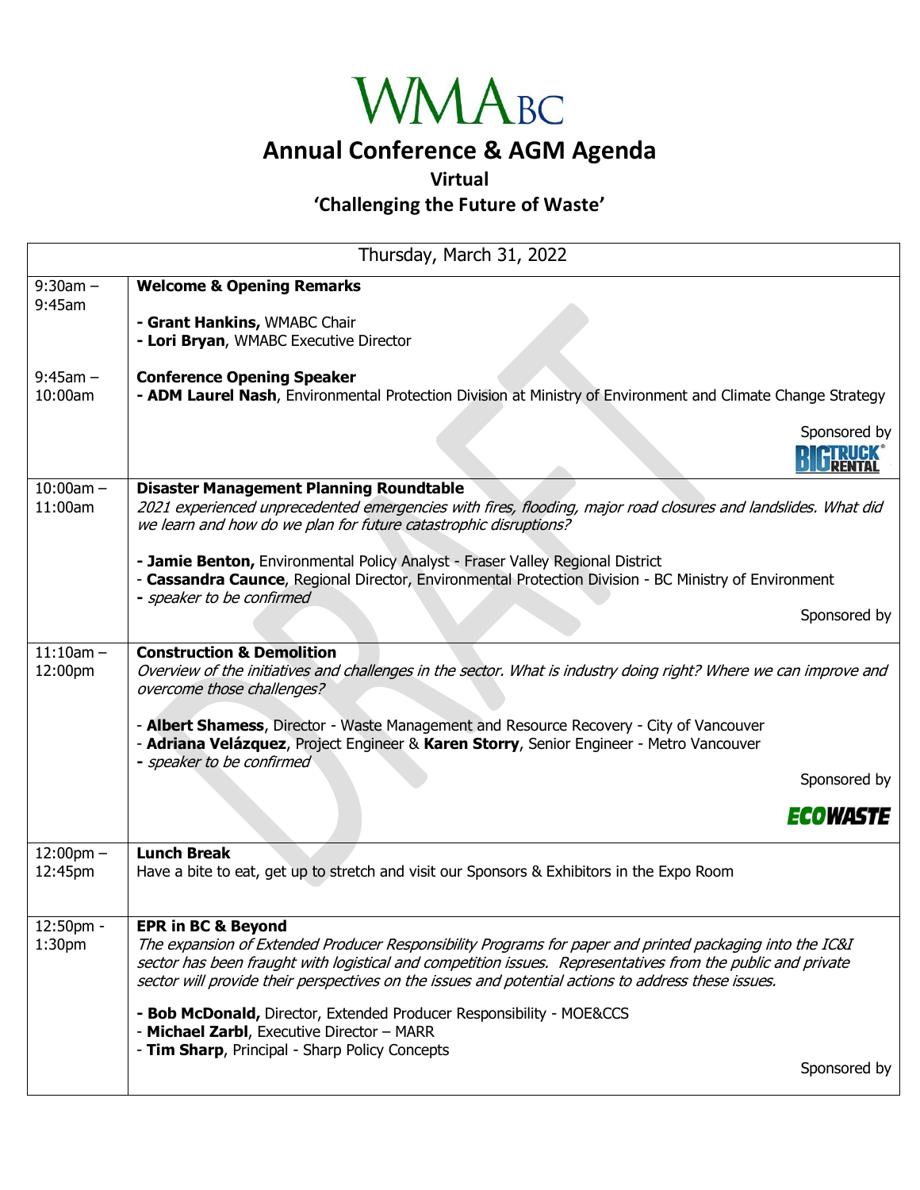# WMABC

## Annual Conference & AGM Agenda

### Virtual

### 'Challenging the Future of Waste'

| Thursday, March 31, 2022 | |
|---|---|
| 9:30am – 9:45am | **Welcome & Opening Remarks**<br><br>**- Grant Hankins,** WMABC Chair<br>**- Lori Bryan**, WMABC Executive Director |
| 9:45am – 10:00am | **Conference Opening Speaker**<br>**- ADM Laurel Nash**, Environmental Protection Division at Ministry of Environment and Climate Change Strategy<br><br>Sponsored by BIG TRUCK RENTAL |
| 10:00am – 11:00am | **Disaster Management Planning Roundtable**<br>*2021 experienced unprecedented emergencies with fires, flooding, major road closures and landslides. What did we learn and how do we plan for future catastrophic disruptions?*<br><br>**- Jamie Benton,** Environmental Policy Analyst - Fraser Valley Regional District<br>- **Cassandra Caunce**, Regional Director, Environmental Protection Division - BC Ministry of Environment<br>- *speaker to be confirmed*<br><br>Sponsored by |
| 11:10am – 12:00pm | **Construction & Demolition**<br>*Overview of the initiatives and challenges in the sector. What is industry doing right? Where we can improve and overcome those challenges?*<br><br>- **Albert Shamess**, Director - Waste Management and Resource Recovery - City of Vancouver<br>- **Adriana Velázquez**, Project Engineer & **Karen Storry**, Senior Engineer - Metro Vancouver<br>- *speaker to be confirmed*<br><br>Sponsored by ECOWASTE |
| 12:00pm – 12:45pm | **Lunch Break**<br>Have a bite to eat, get up to stretch and visit our Sponsors & Exhibitors in the Expo Room |
| 12:50pm - 1:30pm | **EPR in BC & Beyond**<br>*The expansion of Extended Producer Responsibility Programs for paper and printed packaging into the IC&I sector has been fraught with logistical and competition issues. Representatives from the public and private sector will provide their perspectives on the issues and potential actions to address these issues.*<br><br>**- Bob McDonald,** Director, Extended Producer Responsibility - MOE&CCS<br>- **Michael Zarbl**, Executive Director – MARR<br>- **Tim Sharp**, Principal - Sharp Policy Concepts<br><br>Sponsored by |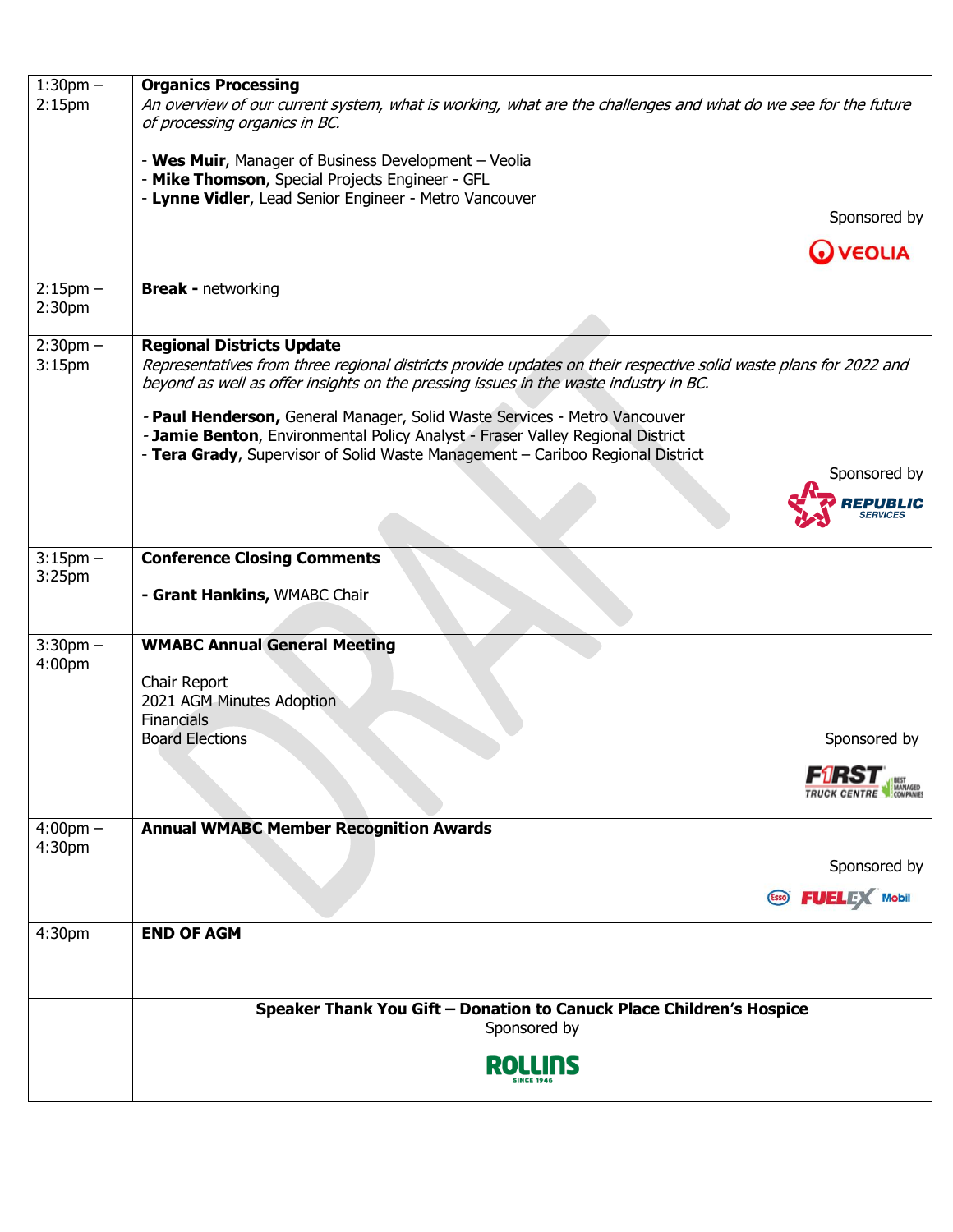| | |
|---|---|
| 1:30pm – 2:15pm | **Organics Processing**<br>*An overview of our current system, what is working, what are the challenges and what do we see for the future of processing organics in BC.*<br><br>- **Wes Muir**, Manager of Business Development – Veolia<br>- **Mike Thomson**, Special Projects Engineer - GFL<br>- **Lynne Vidler**, Lead Senior Engineer - Metro Vancouver<br><br>Sponsored by<br>VEOLIA |
| 2:15pm – 2:30pm | **Break -** networking |
| 2:30pm – 3:15pm | **Regional Districts Update**<br>*Representatives from three regional districts provide updates on their respective solid waste plans for 2022 and beyond as well as offer insights on the pressing issues in the waste industry in BC.*<br><br>- **Paul Henderson,** General Manager, Solid Waste Services - Metro Vancouver<br>- **Jamie Benton**, Environmental Policy Analyst - Fraser Valley Regional District<br>- **Tera Grady**, Supervisor of Solid Waste Management – Cariboo Regional District<br><br>Sponsored by<br>REPUBLIC SERVICES |
| 3:15pm – 3:25pm | **Conference Closing Comments**<br><br>**- Grant Hankins,** WMABC Chair |
| 3:30pm – 4:00pm | **WMABC Annual General Meeting**<br><br>Chair Report<br>2021 AGM Minutes Adoption<br>Financials<br>Board Elections<br><br>Sponsored by<br>FIRST TRUCK CENTRE |
| 4:00pm – 4:30pm | **Annual WMABC Member Recognition Awards**<br><br>Sponsored by<br>Esso FUELEX Mobil |
| 4:30pm | **END OF AGM** |
| | **Speaker Thank You Gift – Donation to Canuck Place Children's Hospice**<br>Sponsored by<br>ROLLINS SINCE 1946 |